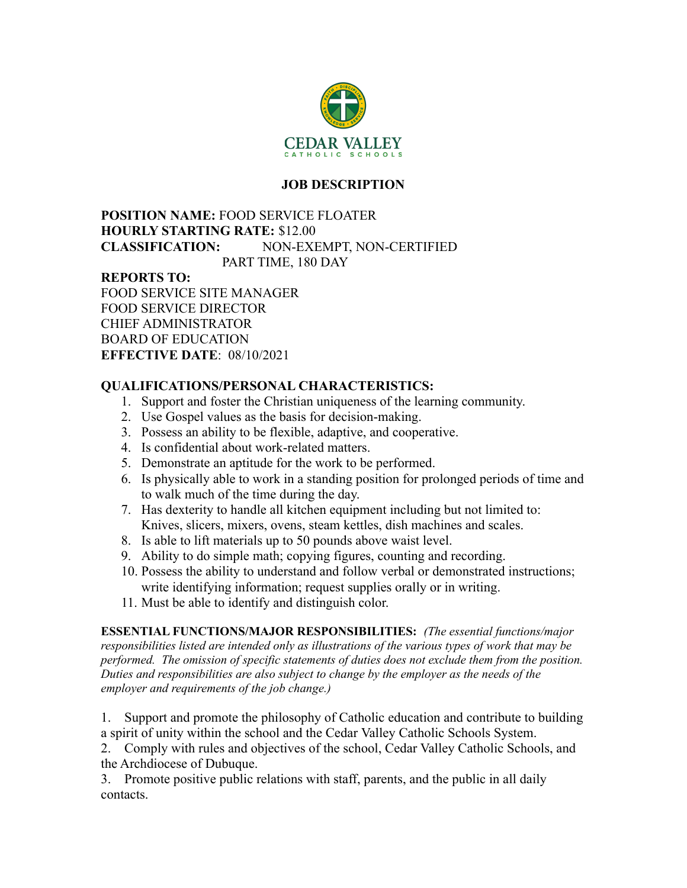CEDAR VALLEY
CATHOLIC SCHOOLS

# JOB DESCRIPTION

**POSITION NAME:** FOOD SERVICE FLOATER
**HOURLY STARTING RATE:** $12.00
**CLASSIFICATION:** NON-EXEMPT, NON-CERTIFIED
PART TIME, 180 DAY

**REPORTS TO:**
FOOD SERVICE SITE MANAGER
FOOD SERVICE DIRECTOR
CHIEF ADMINISTRATOR
BOARD OF EDUCATION
**EFFECTIVE DATE**: 08/10/2021

## QUALIFICATIONS/PERSONAL CHARACTERISTICS:

1. Support and foster the Christian uniqueness of the learning community.
2. Use Gospel values as the basis for decision-making.
3. Possess an ability to be flexible, adaptive, and cooperative.
4. Is confidential about work-related matters.
5. Demonstrate an aptitude for the work to be performed.
6. Is physically able to work in a standing position for prolonged periods of time and to walk much of the time during the day.
7. Has dexterity to handle all kitchen equipment including but not limited to: Knives, slicers, mixers, ovens, steam kettles, dish machines and scales.
8. Is able to lift materials up to 50 pounds above waist level.
9. Ability to do simple math; copying figures, counting and recording.
10. Possess the ability to understand and follow verbal or demonstrated instructions; write identifying information; request supplies orally or in writing.
11. Must be able to identify and distinguish color.

**ESSENTIAL FUNCTIONS/MAJOR RESPONSIBILITIES:** *(The essential functions/major responsibilities listed are intended only as illustrations of the various types of work that may be performed. The omission of specific statements of duties does not exclude them from the position. Duties and responsibilities are also subject to change by the employer as the needs of the employer and requirements of the job change.)*

1. Support and promote the philosophy of Catholic education and contribute to building a spirit of unity within the school and the Cedar Valley Catholic Schools System.
2. Comply with rules and objectives of the school, Cedar Valley Catholic Schools, and the Archdiocese of Dubuque.
3. Promote positive public relations with staff, parents, and the public in all daily contacts.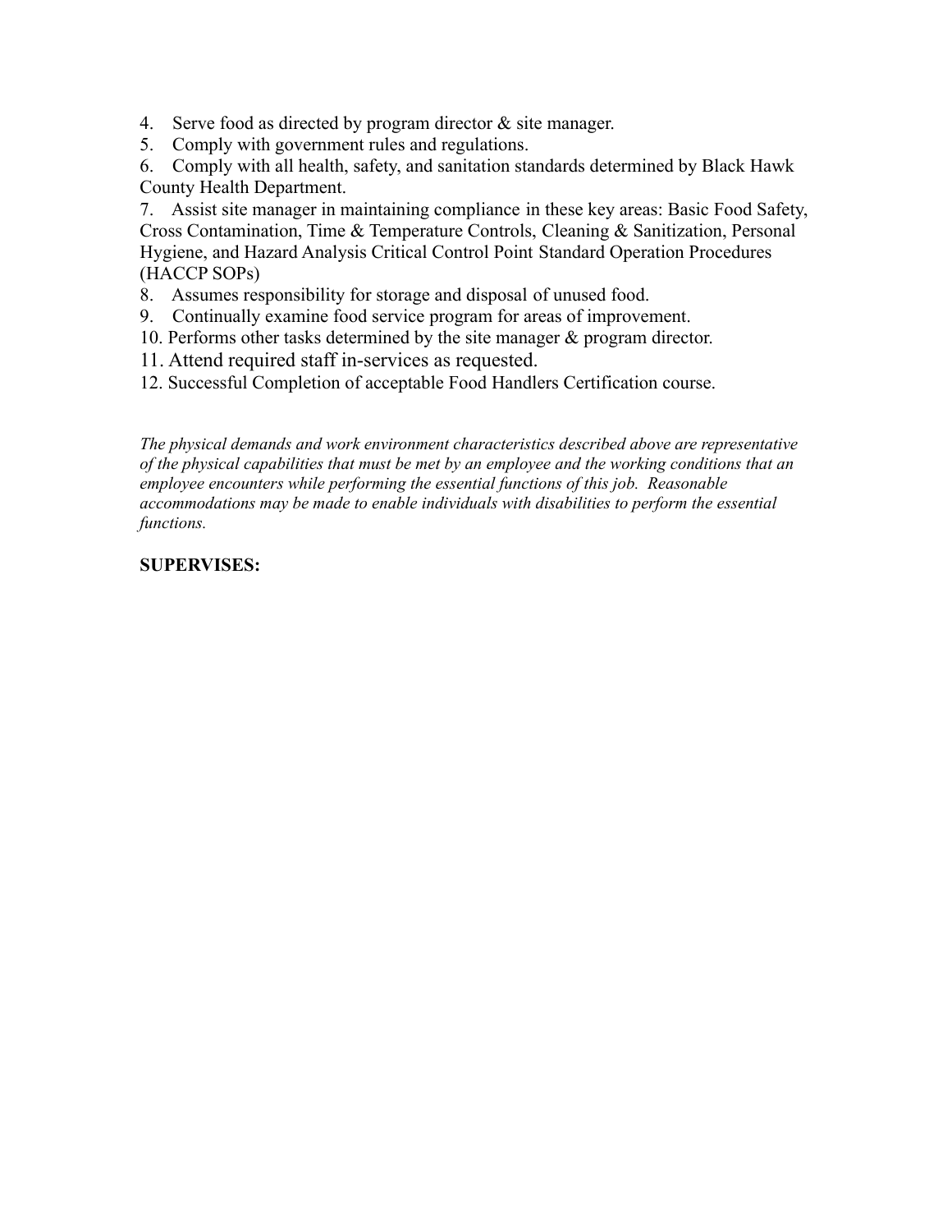4. Serve food as directed by program director & site manager.
5. Comply with government rules and regulations.
6. Comply with all health, safety, and sanitation standards determined by Black Hawk County Health Department.
7. Assist site manager in maintaining compliance in these key areas: Basic Food Safety, Cross Contamination, Time & Temperature Controls, Cleaning & Sanitization, Personal Hygiene, and Hazard Analysis Critical Control Point Standard Operation Procedures (HACCP SOPs)
8. Assumes responsibility for storage and disposal of unused food.
9. Continually examine food service program for areas of improvement.
10. Performs other tasks determined by the site manager & program director.
11. Attend required staff in-services as requested.
12. Successful Completion of acceptable Food Handlers Certification course.

*The physical demands and work environment characteristics described above are representative of the physical capabilities that must be met by an employee and the working conditions that an employee encounters while performing the essential functions of this job. Reasonable accommodations may be made to enable individuals with disabilities to perform the essential functions.*

**SUPERVISES:**